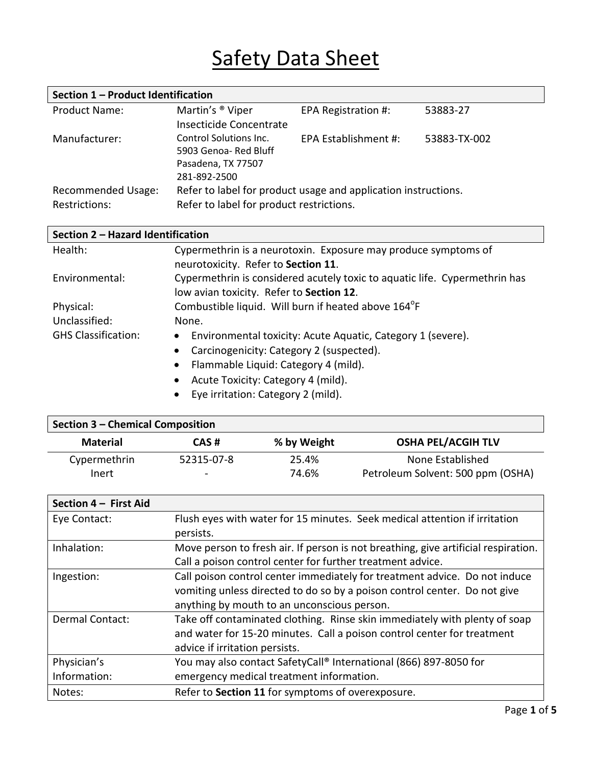# Safety Data Sheet

## Section 1 – Product Identification

| | | | |
|---|---|---|---|
| Product Name: | Martin's ® Viper Insecticide Concentrate | EPA Registration #: | 53883-27 |
| Manufacturer: | Control Solutions Inc.<br>5903 Genoa- Red Bluff<br>Pasadena, TX 77507<br>281-892-2500 | EPA Establishment #: | 53883-TX-002 |
| Recommended Usage: | Refer to label for product usage and application instructions. | | |
| Restrictions: | Refer to label for product restrictions. | | |

## Section 2 – Hazard Identification

| | |
|---|---|
| Health: | Cypermethrin is a neurotoxin. Exposure may produce symptoms of neurotoxicity. Refer to **Section 11**. |
| Environmental: | Cypermethrin is considered acutely toxic to aquatic life. Cypermethrin has low avian toxicity. Refer to **Section 12**. |
| Physical: | Combustible liquid. Will burn if heated above 164°F |
| Unclassified: | None. |
| GHS Classification: | • Environmental toxicity: Acute Aquatic, Category 1 (severe).<br>• Carcinogenicity: Category 2 (suspected).<br>• Flammable Liquid: Category 4 (mild).<br>• Acute Toxicity: Category 4 (mild).<br>• Eye irritation: Category 2 (mild). |

## Section 3 – Chemical Composition

| Material | CAS # | % by Weight | OSHA PEL/ACGIH TLV |
|---|---|---|---|
| Cypermethrin | 52315-07-8 | 25.4% | None Established |
| Inert | - | 74.6% | Petroleum Solvent: 500 ppm (OSHA) |

## Section 4 – First Aid

| | |
|---|---|
| Eye Contact: | Flush eyes with water for 15 minutes. Seek medical attention if irritation persists. |
| Inhalation: | Move person to fresh air. If person is not breathing, give artificial respiration. Call a poison control center for further treatment advice. |
| Ingestion: | Call poison control center immediately for treatment advice. Do not induce vomiting unless directed to do so by a poison control center. Do not give anything by mouth to an unconscious person. |
| Dermal Contact: | Take off contaminated clothing. Rinse skin immediately with plenty of soap and water for 15-20 minutes. Call a poison control center for treatment advice if irritation persists. |
| Physician's Information: | You may also contact SafetyCall® International (866) 897-8050 for emergency medical treatment information. |
| Notes: | Refer to **Section 11** for symptoms of overexposure. |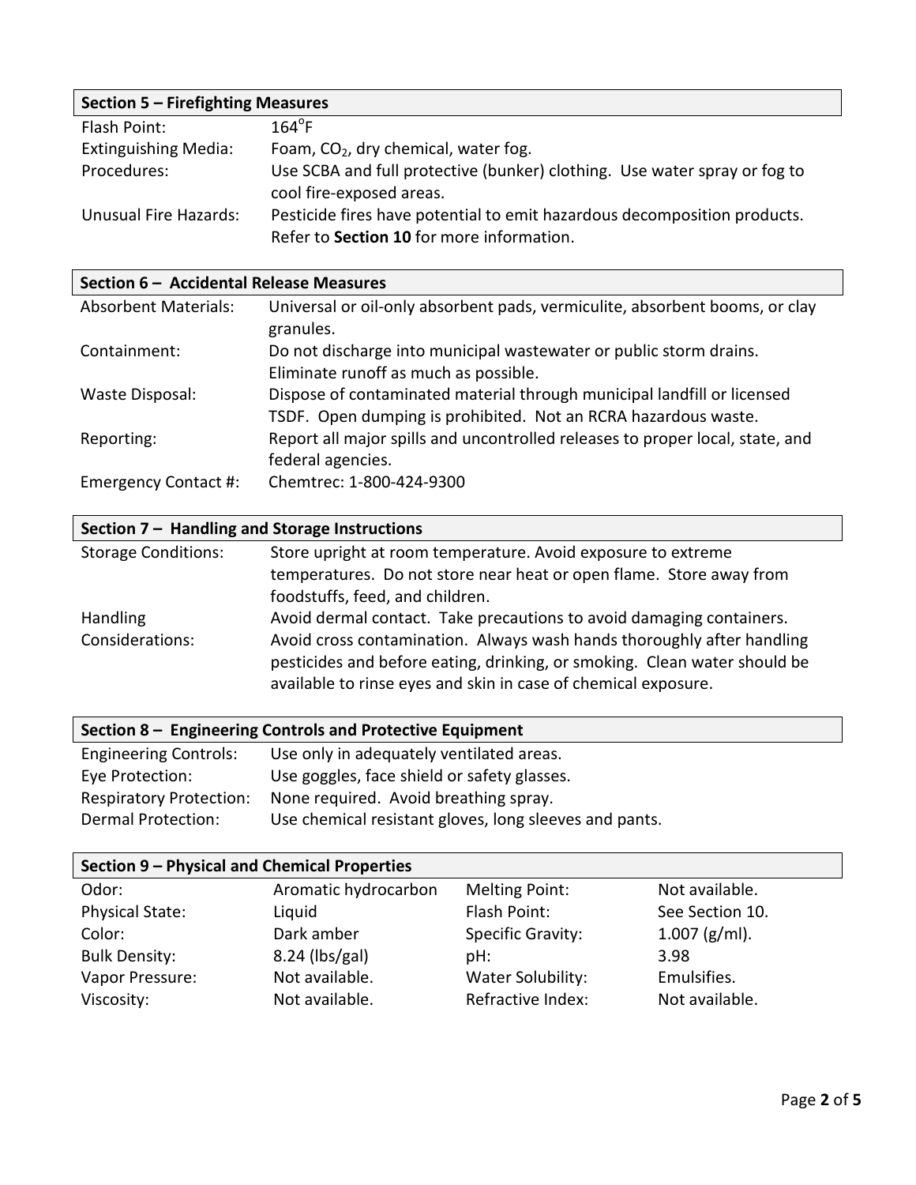## Section 5 – Firefighting Measures

| | |
|---|---|
| Flash Point: | 164°F |
| Extinguishing Media: | Foam, $CO_2$, dry chemical, water fog. |
| Procedures: | Use SCBA and full protective (bunker) clothing. Use water spray or fog to cool fire-exposed areas. |
| Unusual Fire Hazards: | Pesticide fires have potential to emit hazardous decomposition products. Refer to **Section 10** for more information. |

## Section 6 – Accidental Release Measures

| | |
|---|---|
| Absorbent Materials: | Universal or oil-only absorbent pads, vermiculite, absorbent booms, or clay granules. |
| Containment: | Do not discharge into municipal wastewater or public storm drains. Eliminate runoff as much as possible. |
| Waste Disposal: | Dispose of contaminated material through municipal landfill or licensed TSDF. Open dumping is prohibited. Not an RCRA hazardous waste. |
| Reporting: | Report all major spills and uncontrolled releases to proper local, state, and federal agencies. |
| Emergency Contact #: | Chemtrec: 1-800-424-9300 |

## Section 7 – Handling and Storage Instructions

| | |
|---|---|
| Storage Conditions: | Store upright at room temperature. Avoid exposure to extreme temperatures. Do not store near heat or open flame. Store away from foodstuffs, feed, and children. |
| Handling Considerations: | Avoid dermal contact. Take precautions to avoid damaging containers. Avoid cross contamination. Always wash hands thoroughly after handling pesticides and before eating, drinking, or smoking. Clean water should be available to rinse eyes and skin in case of chemical exposure. |

## Section 8 – Engineering Controls and Protective Equipment

| | |
|---|---|
| Engineering Controls: | Use only in adequately ventilated areas. |
| Eye Protection: | Use goggles, face shield or safety glasses. |
| Respiratory Protection: | None required. Avoid breathing spray. |
| Dermal Protection: | Use chemical resistant gloves, long sleeves and pants. |

## Section 9 – Physical and Chemical Properties

| | | | |
|---|---|---|---|
| Odor: | Aromatic hydrocarbon | Melting Point: | Not available. |
| Physical State: | Liquid | Flash Point: | See Section 10. |
| Color: | Dark amber | Specific Gravity: | 1.007 (g/ml). |
| Bulk Density: | 8.24 (lbs/gal) | pH: | 3.98 |
| Vapor Pressure: | Not available. | Water Solubility: | Emulsifies. |
| Viscosity: | Not available. | Refractive Index: | Not available. |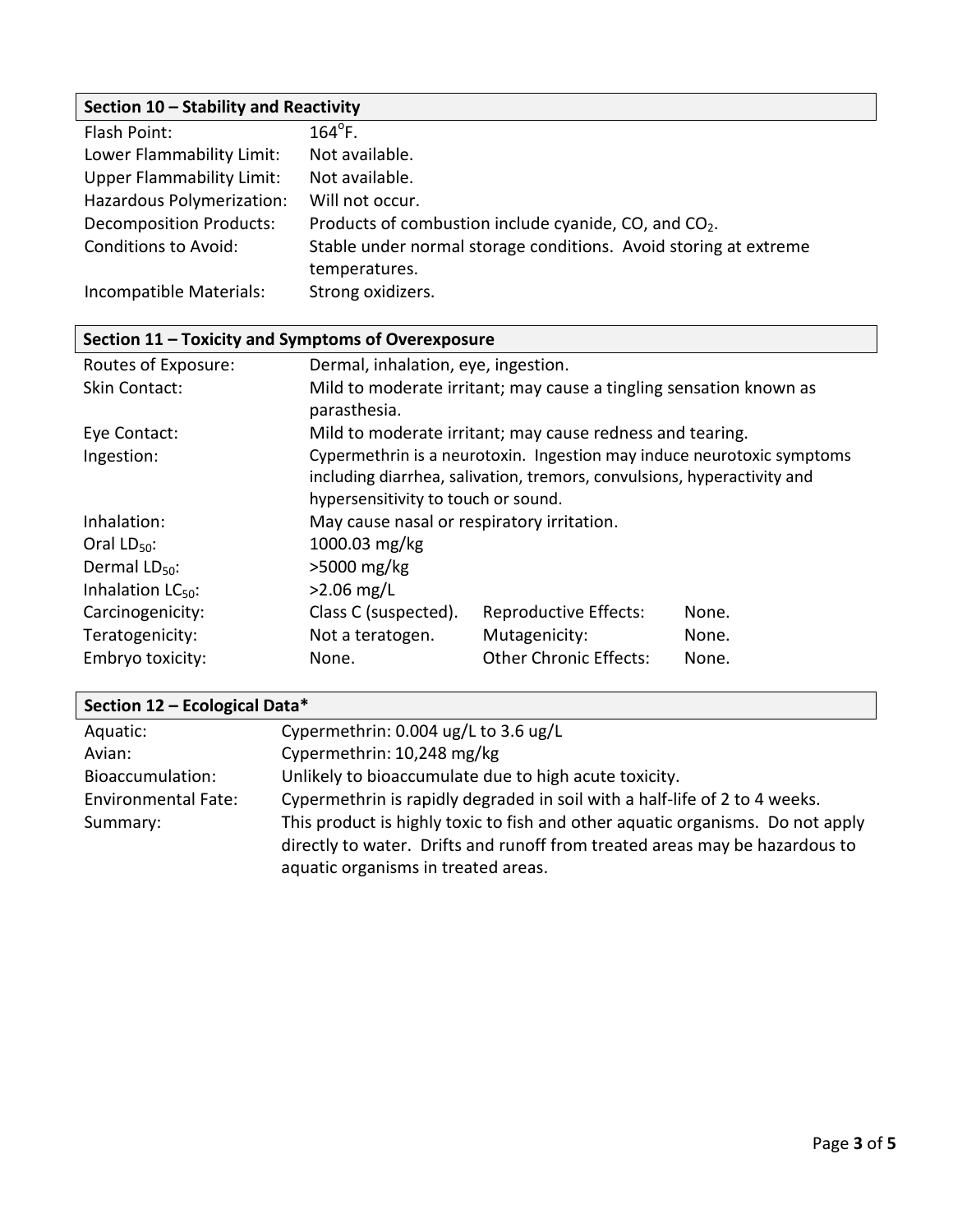## Section 10 – Stability and Reactivity

| | |
|---|---|
| Flash Point: | 164°F. |
| Lower Flammability Limit: | Not available. |
| Upper Flammability Limit: | Not available. |
| Hazardous Polymerization: | Will not occur. |
| Decomposition Products: | Products of combustion include cyanide, CO, and $CO_2$. |
| Conditions to Avoid: | Stable under normal storage conditions. Avoid storing at extreme temperatures. |
| Incompatible Materials: | Strong oxidizers. |

## Section 11 – Toxicity and Symptoms of Overexposure

| | | | |
|---|---|---|---|
| Routes of Exposure: | Dermal, inhalation, eye, ingestion. | | |
| Skin Contact: | Mild to moderate irritant; may cause a tingling sensation known as parasthesia. | | |
| Eye Contact: | Mild to moderate irritant; may cause redness and tearing. | | |
| Ingestion: | Cypermethrin is a neurotoxin. Ingestion may induce neurotoxic symptoms including diarrhea, salivation, tremors, convulsions, hyperactivity and hypersensitivity to touch or sound. | | |
| Inhalation: | May cause nasal or respiratory irritation. | | |
| Oral $LD_{50}$: | 1000.03 mg/kg | | |
| Dermal $LD_{50}$: | >5000 mg/kg | | |
| Inhalation $LC_{50}$: | >2.06 mg/L | | |
| Carcinogenicity: | Class C (suspected). | Reproductive Effects: | None. |
| Teratogenicity: | Not a teratogen. | Mutagenicity: | None. |
| Embryo toxicity: | None. | Other Chronic Effects: | None. |

## Section 12 – Ecological Data*

| | |
|---|---|
| Aquatic: | Cypermethrin: 0.004 ug/L to 3.6 ug/L |
| Avian: | Cypermethrin: 10,248 mg/kg |
| Bioaccumulation: | Unlikely to bioaccumulate due to high acute toxicity. |
| Environmental Fate: | Cypermethrin is rapidly degraded in soil with a half-life of 2 to 4 weeks. |
| Summary: | This product is highly toxic to fish and other aquatic organisms. Do not apply directly to water. Drifts and runoff from treated areas may be hazardous to aquatic organisms in treated areas. |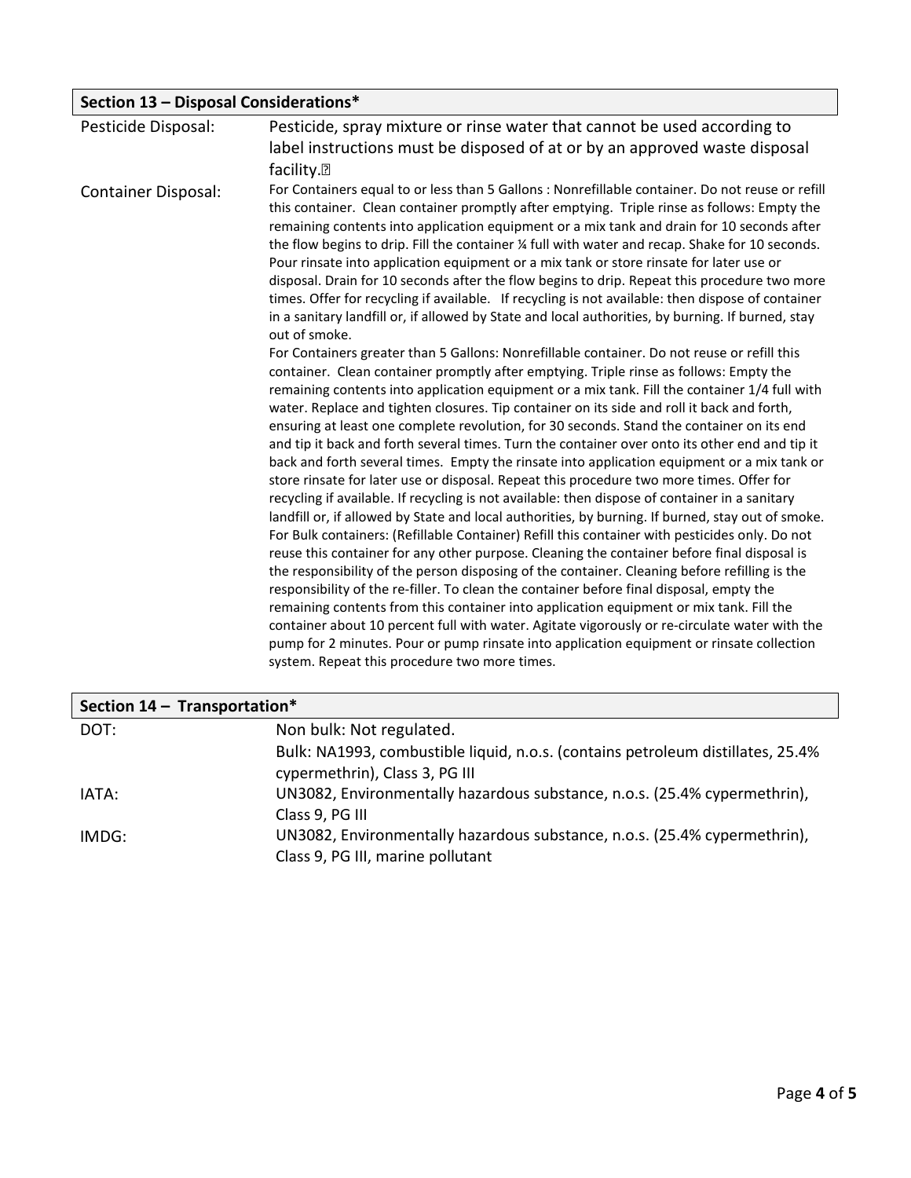## Section 13 – Disposal Considerations*

| | |
|---|---|
| Pesticide Disposal: | Pesticide, spray mixture or rinse water that cannot be used according to label instructions must be disposed of at or by an approved waste disposal facility.� |
| Container Disposal: | For Containers equal to or less than 5 Gallons : Nonrefillable container. Do not reuse or refill this container. Clean container promptly after emptying. Triple rinse as follows: Empty the remaining contents into application equipment or a mix tank and drain for 10 seconds after the flow begins to drip. Fill the container ¼ full with water and recap. Shake for 10 seconds. Pour rinsate into application equipment or a mix tank or store rinsate for later use or disposal. Drain for 10 seconds after the flow begins to drip. Repeat this procedure two more times. Offer for recycling if available. If recycling is not available: then dispose of container in a sanitary landfill or, if allowed by State and local authorities, by burning. If burned, stay out of smoke.<br>For Containers greater than 5 Gallons: Nonrefillable container. Do not reuse or refill this container. Clean container promptly after emptying. Triple rinse as follows: Empty the remaining contents into application equipment or a mix tank. Fill the container 1/4 full with water. Replace and tighten closures. Tip container on its side and roll it back and forth, ensuring at least one complete revolution, for 30 seconds. Stand the container on its end and tip it back and forth several times. Turn the container over onto its other end and tip it back and forth several times. Empty the rinsate into application equipment or a mix tank or store rinsate for later use or disposal. Repeat this procedure two more times. Offer for recycling if available. If recycling is not available: then dispose of container in a sanitary landfill or, if allowed by State and local authorities, by burning. If burned, stay out of smoke.<br>For Bulk containers: (Refillable Container) Refill this container with pesticides only. Do not reuse this container for any other purpose. Cleaning the container before final disposal is the responsibility of the person disposing of the container. Cleaning before refilling is the responsibility of the re-filler. To clean the container before final disposal, empty the remaining contents from this container into application equipment or mix tank. Fill the container about 10 percent full with water. Agitate vigorously or re-circulate water with the pump for 2 minutes. Pour or pump rinsate into application equipment or rinsate collection system. Repeat this procedure two more times. |

## Section 14 – Transportation*

| | |
|---|---|
| DOT: | Non bulk: Not regulated.<br>Bulk: NA1993, combustible liquid, n.o.s. (contains petroleum distillates, 25.4% cypermethrin), Class 3, PG III |
| IATA: | UN3082, Environmentally hazardous substance, n.o.s. (25.4% cypermethrin), Class 9, PG III |
| IMDG: | UN3082, Environmentally hazardous substance, n.o.s. (25.4% cypermethrin), Class 9, PG III, marine pollutant |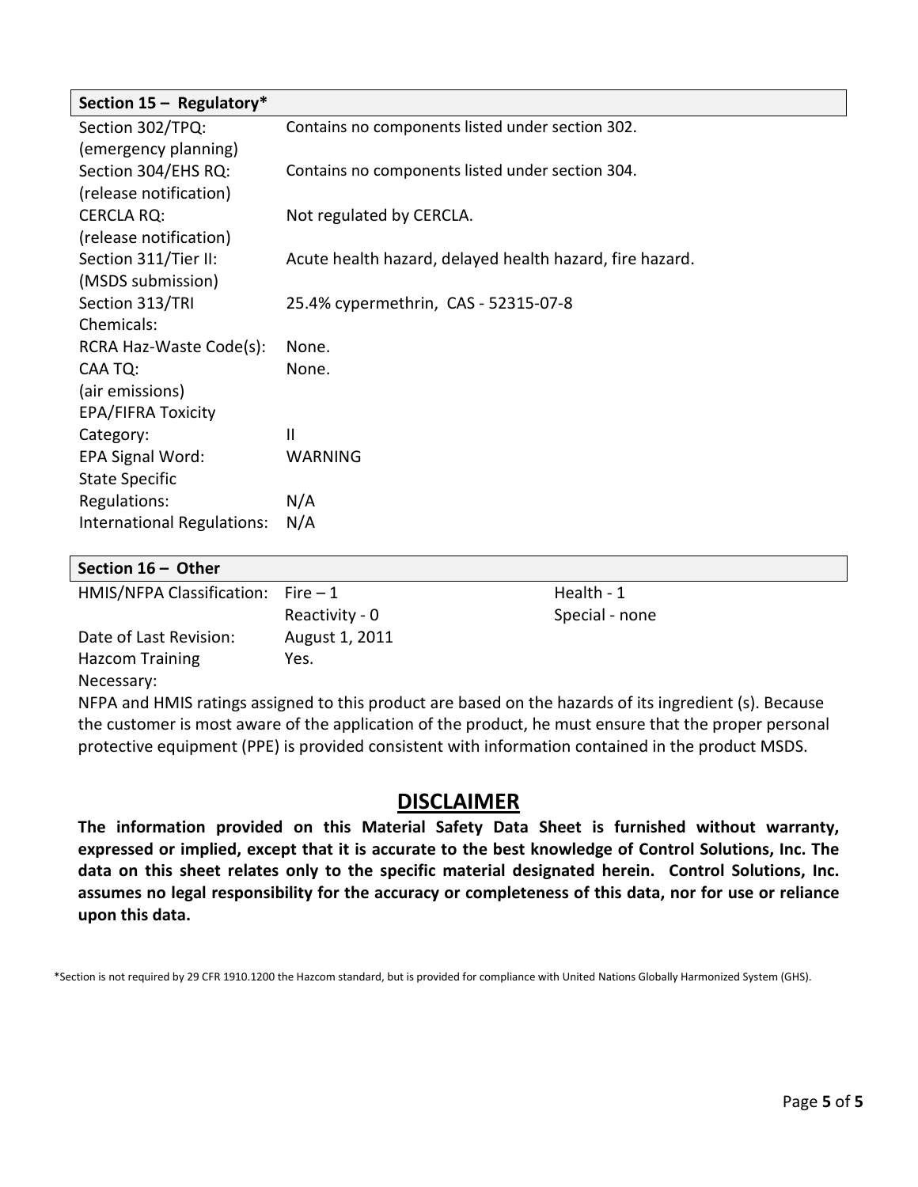## Section 15 – Regulatory*

| | |
|---|---|
| Section 302/TPQ: (emergency planning) | Contains no components listed under section 302. |
| Section 304/EHS RQ: (release notification) | Contains no components listed under section 304. |
| CERCLA RQ: (release notification) | Not regulated by CERCLA. |
| Section 311/Tier II: (MSDS submission) | Acute health hazard, delayed health hazard, fire hazard. |
| Section 313/TRI Chemicals: | 25.4% cypermethrin, CAS - 52315-07-8 |
| RCRA Haz-Waste Code(s): | None. |
| CAA TQ: (air emissions) | None. |
| EPA/FIFRA Toxicity Category: | II |
| EPA Signal Word: | WARNING |
| State Specific Regulations: | N/A |
| International Regulations: | N/A |

## Section 16 – Other

| | | |
|---|---|---|
| HMIS/NFPA Classification: | Fire – 1 | Health - 1 |
| | Reactivity - 0 | Special - none |
| Date of Last Revision: | August 1, 2011 | |
| Hazcom Training Necessary: | Yes. | |

NFPA and HMIS ratings assigned to this product are based on the hazards of its ingredient (s). Because the customer is most aware of the application of the product, he must ensure that the proper personal protective equipment (PPE) is provided consistent with information contained in the product MSDS.

## DISCLAIMER

**The information provided on this Material Safety Data Sheet is furnished without warranty, expressed or implied, except that it is accurate to the best knowledge of Control Solutions, Inc. The data on this sheet relates only to the specific material designated herein. Control Solutions, Inc. assumes no legal responsibility for the accuracy or completeness of this data, nor for use or reliance upon this data.**

*Section is not required by 29 CFR 1910.1200 the Hazcom standard, but is provided for compliance with United Nations Globally Harmonized System (GHS).